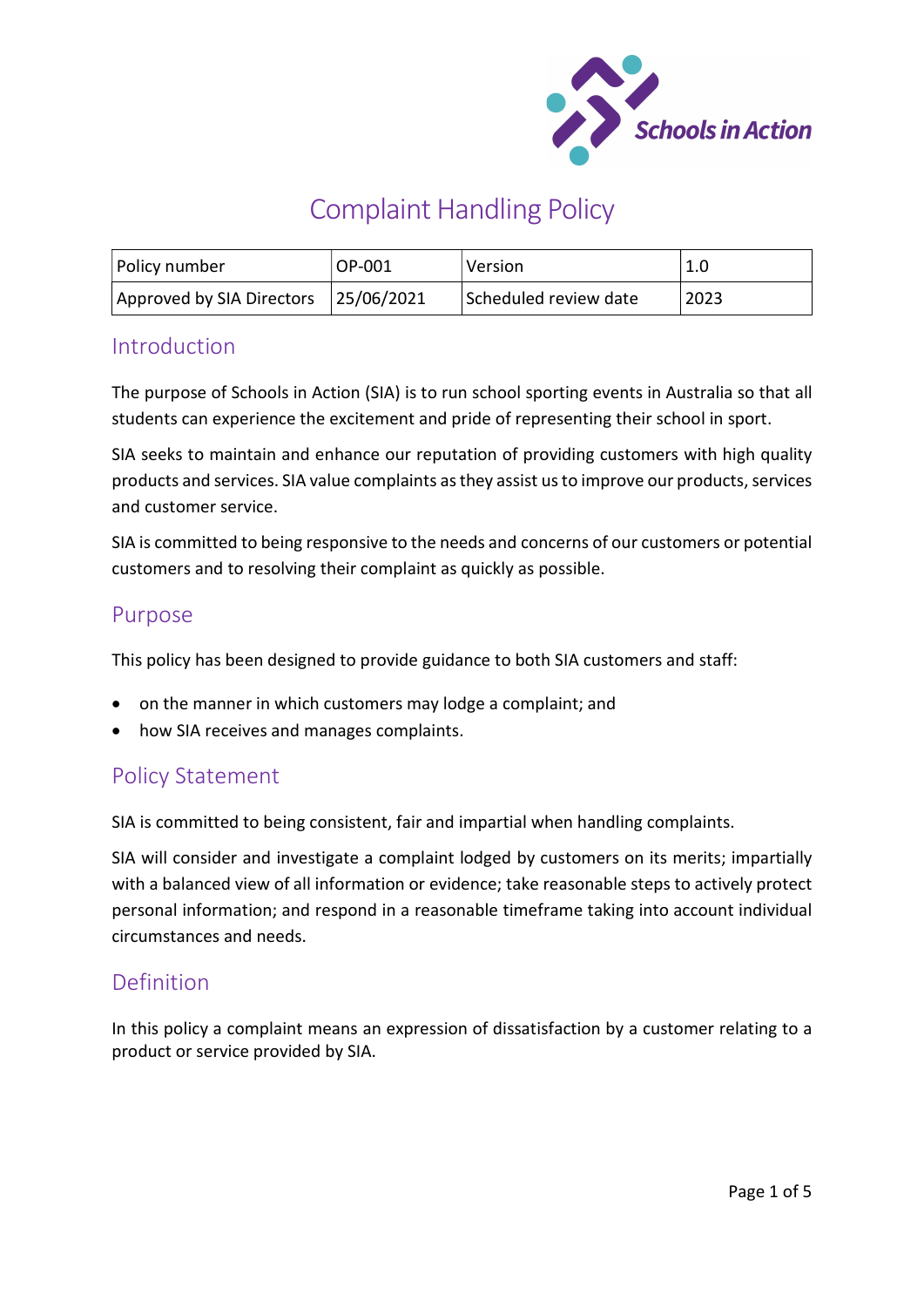# Complaint Handling Policy

| Policy number | OP-001 | Version | 1.0 |
|---|---|---|---|
| Approved by SIA Directors | 25/06/2021 | Scheduled review date | 2023 |

## Introduction

The purpose of Schools in Action (SIA) is to run school sporting events in Australia so that all students can experience the excitement and pride of representing their school in sport.

SIA seeks to maintain and enhance our reputation of providing customers with high quality products and services. SIA value complaints as they assist us to improve our products, services and customer service.

SIA is committed to being responsive to the needs and concerns of our customers or potential customers and to resolving their complaint as quickly as possible.

## Purpose

This policy has been designed to provide guidance to both SIA customers and staff:

- on the manner in which customers may lodge a complaint; and
- how SIA receives and manages complaints.

## Policy Statement

SIA is committed to being consistent, fair and impartial when handling complaints.

SIA will consider and investigate a complaint lodged by customers on its merits; impartially with a balanced view of all information or evidence; take reasonable steps to actively protect personal information; and respond in a reasonable timeframe taking into account individual circumstances and needs.

## Definition

In this policy a complaint means an expression of dissatisfaction by a customer relating to a product or service provided by SIA.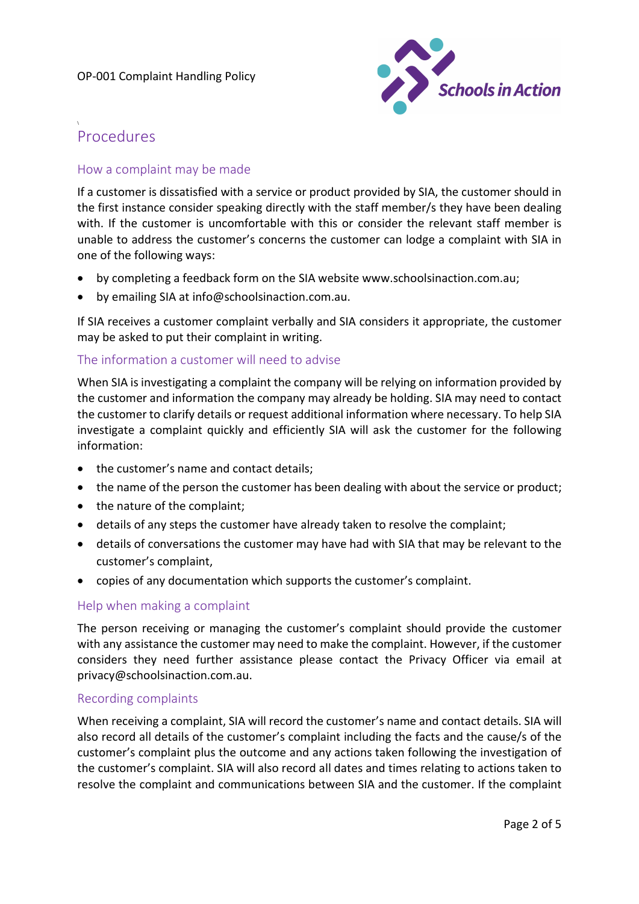# Procedures

## How a complaint may be made

If a customer is dissatisfied with a service or product provided by SIA, the customer should in the first instance consider speaking directly with the staff member/s they have been dealing with. If the customer is uncomfortable with this or consider the relevant staff member is unable to address the customer's concerns the customer can lodge a complaint with SIA in one of the following ways:

- by completing a feedback form on the SIA website www.schoolsinaction.com.au;
- by emailing SIA at info@schoolsinaction.com.au.

If SIA receives a customer complaint verbally and SIA considers it appropriate, the customer may be asked to put their complaint in writing.

## The information a customer will need to advise

When SIA is investigating a complaint the company will be relying on information provided by the customer and information the company may already be holding. SIA may need to contact the customer to clarify details or request additional information where necessary. To help SIA investigate a complaint quickly and efficiently SIA will ask the customer for the following information:

- the customer's name and contact details;
- the name of the person the customer has been dealing with about the service or product;
- the nature of the complaint;
- details of any steps the customer have already taken to resolve the complaint;
- details of conversations the customer may have had with SIA that may be relevant to the customer's complaint,
- copies of any documentation which supports the customer's complaint.

## Help when making a complaint

The person receiving or managing the customer's complaint should provide the customer with any assistance the customer may need to make the complaint. However, if the customer considers they need further assistance please contact the Privacy Officer via email at privacy@schoolsinaction.com.au.

## Recording complaints

When receiving a complaint, SIA will record the customer's name and contact details. SIA will also record all details of the customer's complaint including the facts and the cause/s of the customer's complaint plus the outcome and any actions taken following the investigation of the customer's complaint. SIA will also record all dates and times relating to actions taken to resolve the complaint and communications between SIA and the customer. If the complaint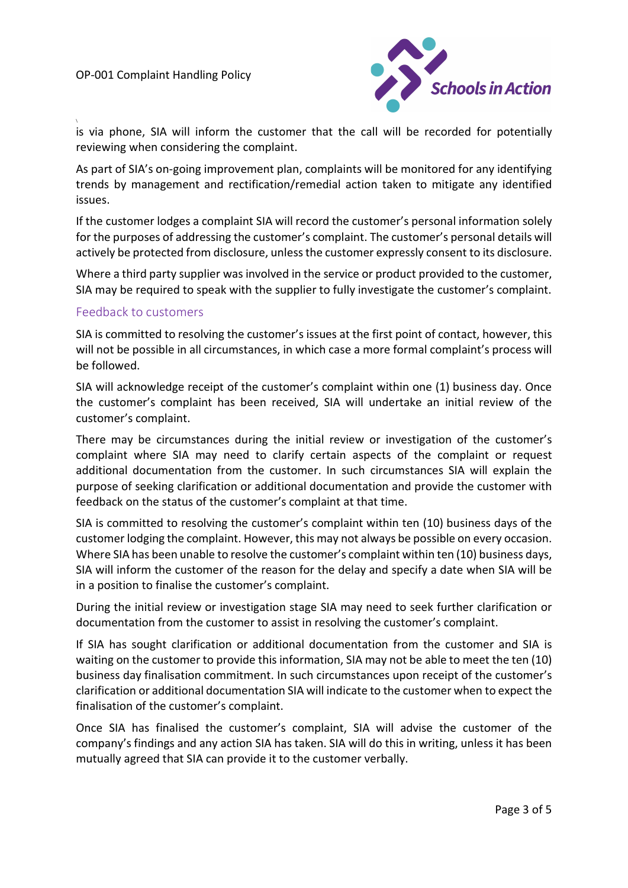is via phone, SIA will inform the customer that the call will be recorded for potentially reviewing when considering the complaint.

As part of SIA's on-going improvement plan, complaints will be monitored for any identifying trends by management and rectification/remedial action taken to mitigate any identified issues.

If the customer lodges a complaint SIA will record the customer's personal information solely for the purposes of addressing the customer's complaint. The customer's personal details will actively be protected from disclosure, unless the customer expressly consent to its disclosure.

Where a third party supplier was involved in the service or product provided to the customer, SIA may be required to speak with the supplier to fully investigate the customer's complaint.

## Feedback to customers

SIA is committed to resolving the customer's issues at the first point of contact, however, this will not be possible in all circumstances, in which case a more formal complaint's process will be followed.

SIA will acknowledge receipt of the customer's complaint within one (1) business day. Once the customer's complaint has been received, SIA will undertake an initial review of the customer's complaint.

There may be circumstances during the initial review or investigation of the customer's complaint where SIA may need to clarify certain aspects of the complaint or request additional documentation from the customer. In such circumstances SIA will explain the purpose of seeking clarification or additional documentation and provide the customer with feedback on the status of the customer's complaint at that time.

SIA is committed to resolving the customer's complaint within ten (10) business days of the customer lodging the complaint. However, this may not always be possible on every occasion. Where SIA has been unable to resolve the customer's complaint within ten (10) business days, SIA will inform the customer of the reason for the delay and specify a date when SIA will be in a position to finalise the customer's complaint.

During the initial review or investigation stage SIA may need to seek further clarification or documentation from the customer to assist in resolving the customer's complaint.

If SIA has sought clarification or additional documentation from the customer and SIA is waiting on the customer to provide this information, SIA may not be able to meet the ten (10) business day finalisation commitment. In such circumstances upon receipt of the customer's clarification or additional documentation SIA will indicate to the customer when to expect the finalisation of the customer's complaint.

Once SIA has finalised the customer's complaint, SIA will advise the customer of the company's findings and any action SIA has taken. SIA will do this in writing, unless it has been mutually agreed that SIA can provide it to the customer verbally.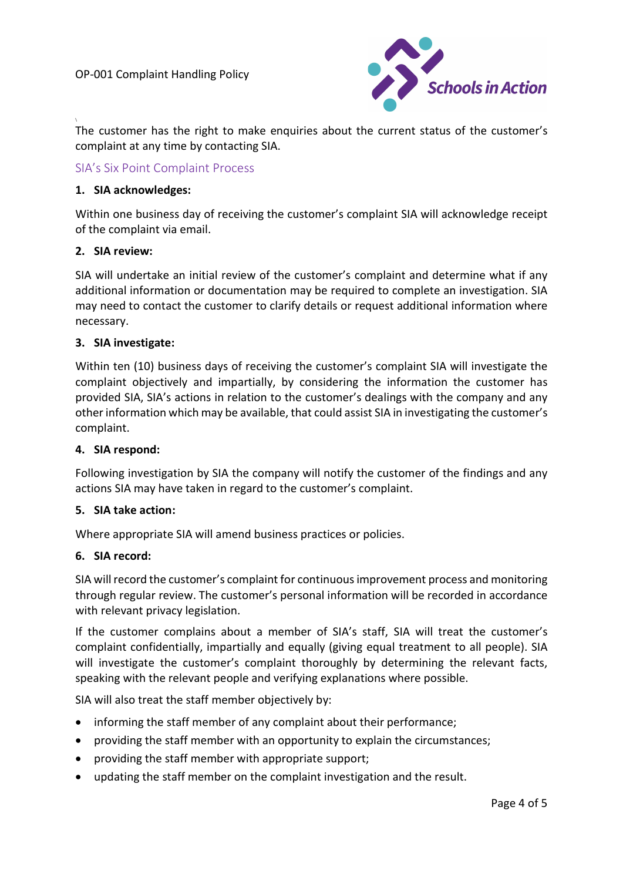The customer has the right to make enquiries about the current status of the customer's complaint at any time by contacting SIA.

## SIA's Six Point Complaint Process

**1. SIA acknowledges:**

Within one business day of receiving the customer's complaint SIA will acknowledge receipt of the complaint via email.

**2. SIA review:**

SIA will undertake an initial review of the customer's complaint and determine what if any additional information or documentation may be required to complete an investigation. SIA may need to contact the customer to clarify details or request additional information where necessary.

**3. SIA investigate:**

Within ten (10) business days of receiving the customer's complaint SIA will investigate the complaint objectively and impartially, by considering the information the customer has provided SIA, SIA's actions in relation to the customer's dealings with the company and any other information which may be available, that could assist SIA in investigating the customer's complaint.

**4. SIA respond:**

Following investigation by SIA the company will notify the customer of the findings and any actions SIA may have taken in regard to the customer's complaint.

**5. SIA take action:**

Where appropriate SIA will amend business practices or policies.

**6. SIA record:**

SIA will record the customer's complaint for continuous improvement process and monitoring through regular review. The customer's personal information will be recorded in accordance with relevant privacy legislation.

If the customer complains about a member of SIA's staff, SIA will treat the customer's complaint confidentially, impartially and equally (giving equal treatment to all people). SIA will investigate the customer's complaint thoroughly by determining the relevant facts, speaking with the relevant people and verifying explanations where possible.

SIA will also treat the staff member objectively by:

- informing the staff member of any complaint about their performance;
- providing the staff member with an opportunity to explain the circumstances;
- providing the staff member with appropriate support;
- updating the staff member on the complaint investigation and the result.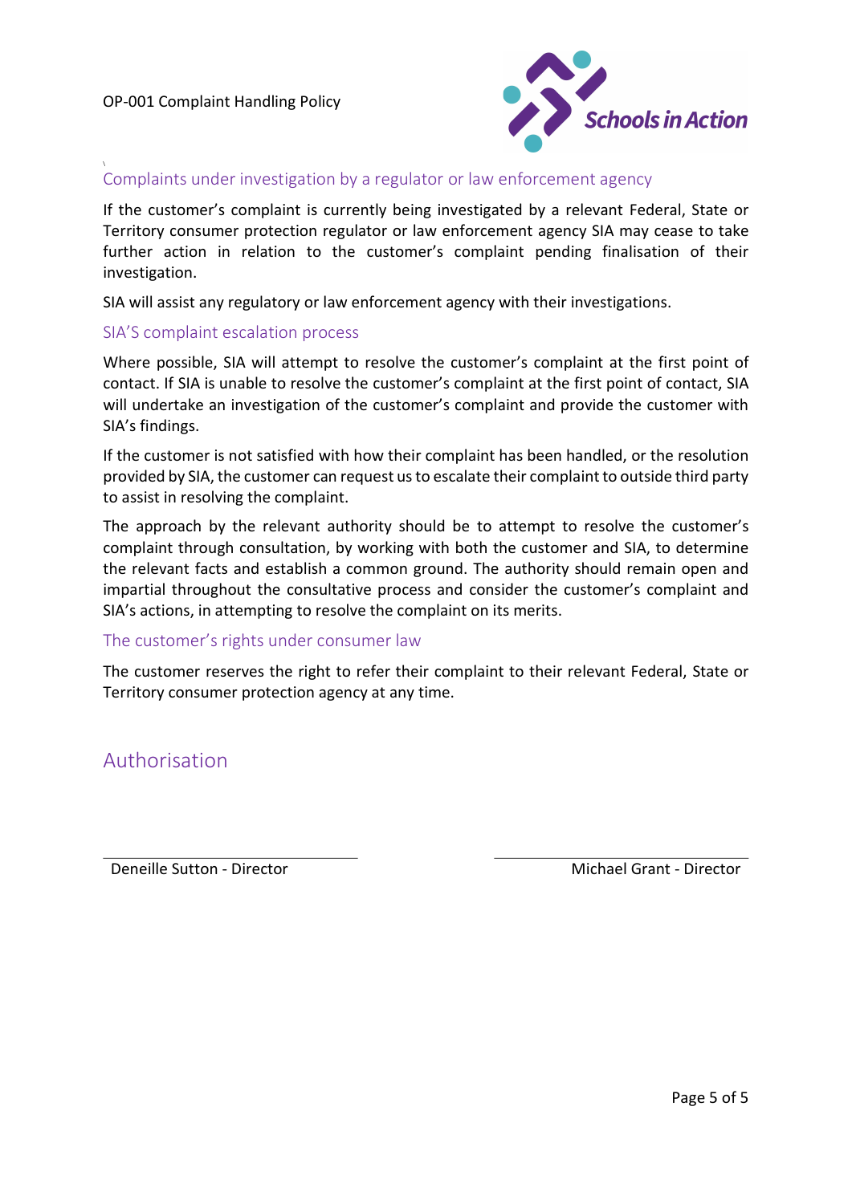## Complaints under investigation by a regulator or law enforcement agency

If the customer's complaint is currently being investigated by a relevant Federal, State or Territory consumer protection regulator or law enforcement agency SIA may cease to take further action in relation to the customer's complaint pending finalisation of their investigation.

SIA will assist any regulatory or law enforcement agency with their investigations.

## SIA'S complaint escalation process

Where possible, SIA will attempt to resolve the customer's complaint at the first point of contact. If SIA is unable to resolve the customer's complaint at the first point of contact, SIA will undertake an investigation of the customer's complaint and provide the customer with SIA's findings.

If the customer is not satisfied with how their complaint has been handled, or the resolution provided by SIA, the customer can request us to escalate their complaint to outside third party to assist in resolving the complaint.

The approach by the relevant authority should be to attempt to resolve the customer's complaint through consultation, by working with both the customer and SIA, to determine the relevant facts and establish a common ground. The authority should remain open and impartial throughout the consultative process and consider the customer's complaint and SIA's actions, in attempting to resolve the complaint on its merits.

## The customer's rights under consumer law

The customer reserves the right to refer their complaint to their relevant Federal, State or Territory consumer protection agency at any time.

# Authorisation

Deneille Sutton - Director

Michael Grant - Director